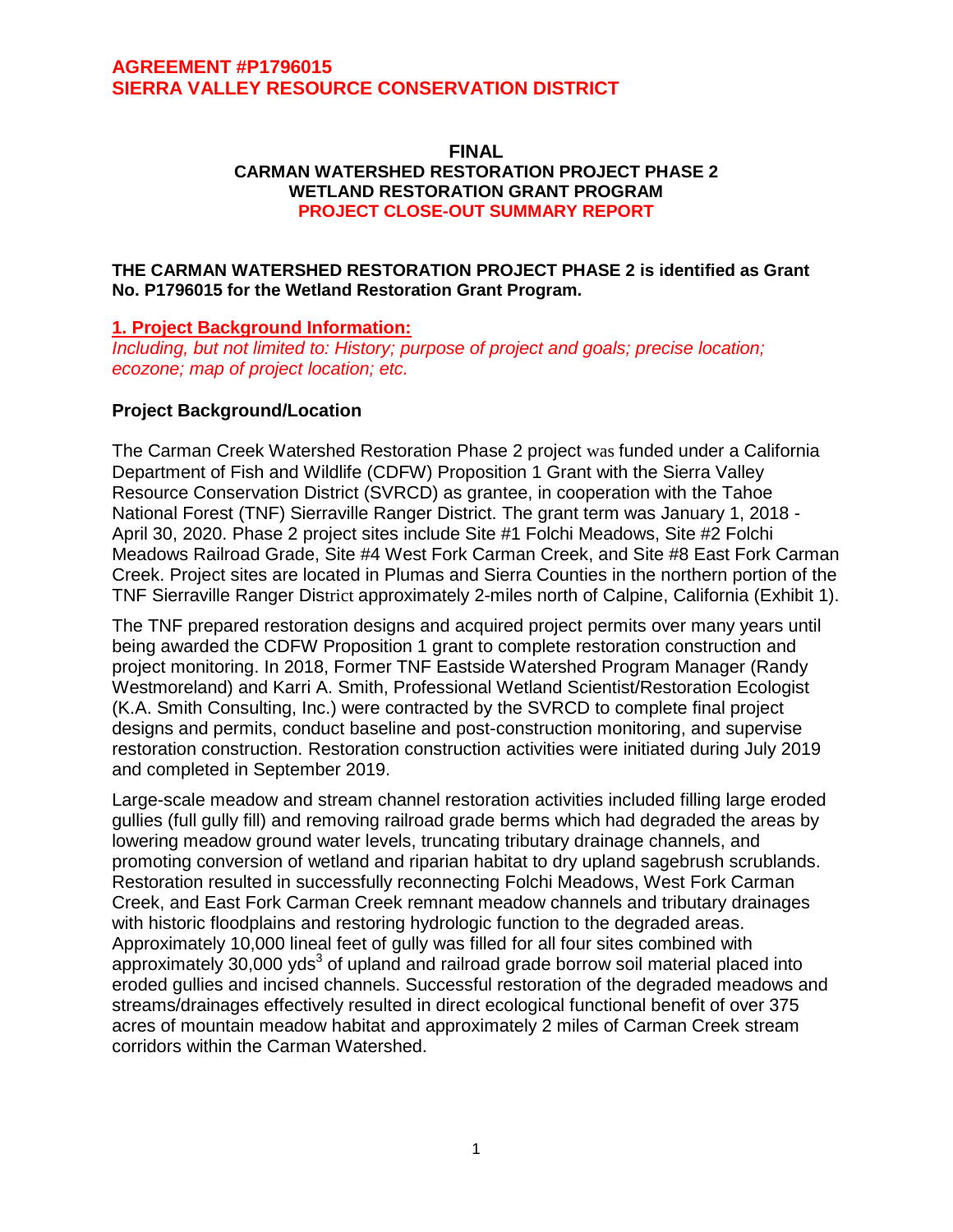**AGREEMENT #P1796015**
**SIERRA VALLEY RESOURCE CONSERVATION DISTRICT**

# FINAL
## CARMAN WATERSHED RESTORATION PROJECT PHASE 2
## WETLAND RESTORATION GRANT PROGRAM
## PROJECT CLOSE-OUT SUMMARY REPORT

**THE CARMAN WATERSHED RESTORATION PROJECT PHASE 2 is identified as Grant No. P1796015 for the Wetland Restoration Grant Program.**

### 1. Project Background Information:

*Including, but not limited to: History; purpose of project and goals; precise location; ecozone; map of project location; etc.*

**Project Background/Location**

The Carman Creek Watershed Restoration Phase 2 project was funded under a California Department of Fish and Wildlife (CDFW) Proposition 1 Grant with the Sierra Valley Resource Conservation District (SVRCD) as grantee, in cooperation with the Tahoe National Forest (TNF) Sierraville Ranger District. The grant term was January 1, 2018 - April 30, 2020. Phase 2 project sites include Site #1 Folchi Meadows, Site #2 Folchi Meadows Railroad Grade, Site #4 West Fork Carman Creek, and Site #8 East Fork Carman Creek. Project sites are located in Plumas and Sierra Counties in the northern portion of the TNF Sierraville Ranger District approximately 2-miles north of Calpine, California (Exhibit 1).

The TNF prepared restoration designs and acquired project permits over many years until being awarded the CDFW Proposition 1 grant to complete restoration construction and project monitoring. In 2018, Former TNF Eastside Watershed Program Manager (Randy Westmoreland) and Karri A. Smith, Professional Wetland Scientist/Restoration Ecologist (K.A. Smith Consulting, Inc.) were contracted by the SVRCD to complete final project designs and permits, conduct baseline and post-construction monitoring, and supervise restoration construction. Restoration construction activities were initiated during July 2019 and completed in September 2019.

Large-scale meadow and stream channel restoration activities included filling large eroded gullies (full gully fill) and removing railroad grade berms which had degraded the areas by lowering meadow ground water levels, truncating tributary drainage channels, and promoting conversion of wetland and riparian habitat to dry upland sagebrush scrublands. Restoration resulted in successfully reconnecting Folchi Meadows, West Fork Carman Creek, and East Fork Carman Creek remnant meadow channels and tributary drainages with historic floodplains and restoring hydrologic function to the degraded areas. Approximately 10,000 lineal feet of gully was filled for all four sites combined with approximately 30,000 $yds^3$ of upland and railroad grade borrow soil material placed into eroded gullies and incised channels. Successful restoration of the degraded meadows and streams/drainages effectively resulted in direct ecological functional benefit of over 375 acres of mountain meadow habitat and approximately 2 miles of Carman Creek stream corridors within the Carman Watershed.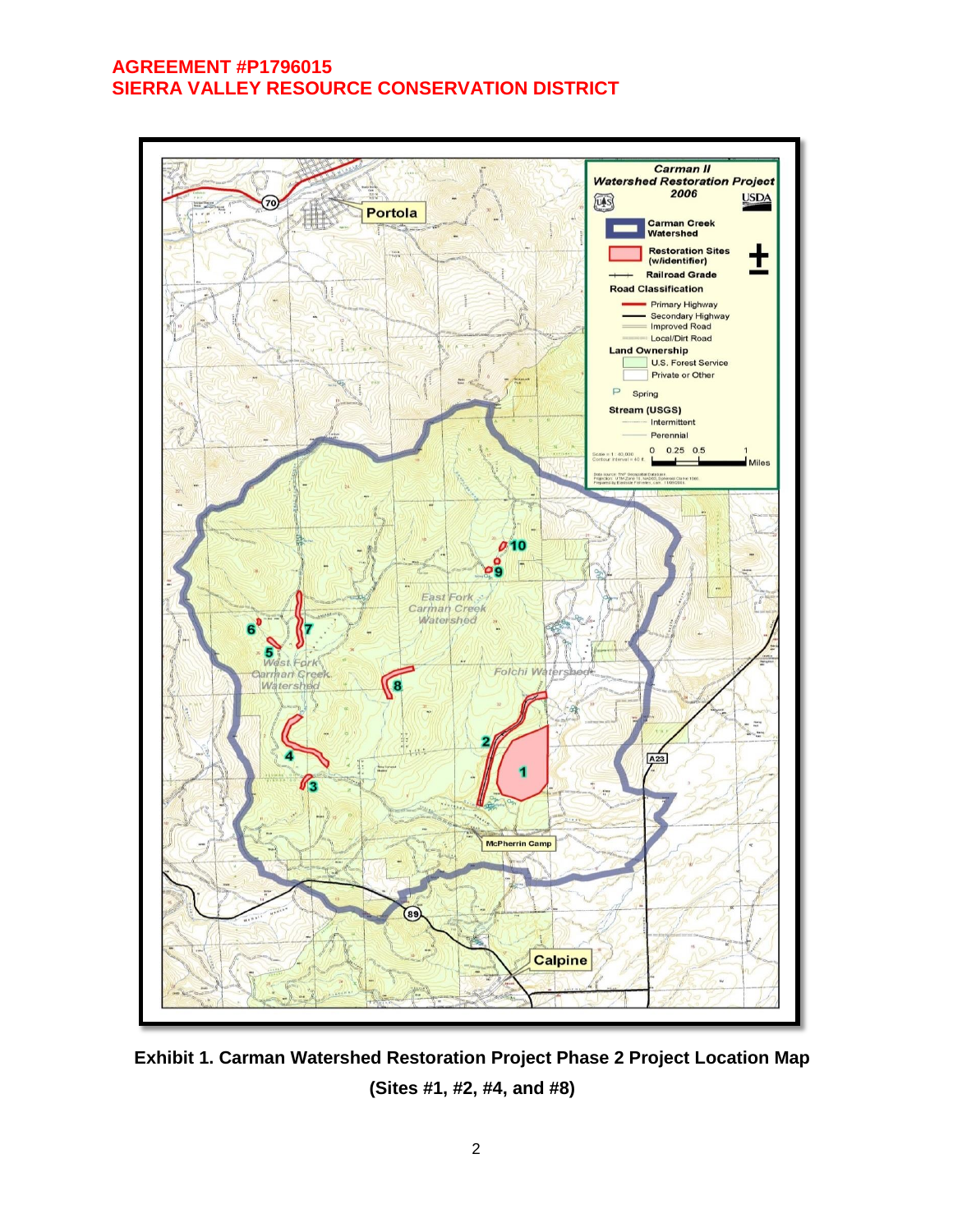**Exhibit 1. Carman Watershed Restoration Project Phase 2 Project Location Map (Sites #1, #2, #4, and #8)**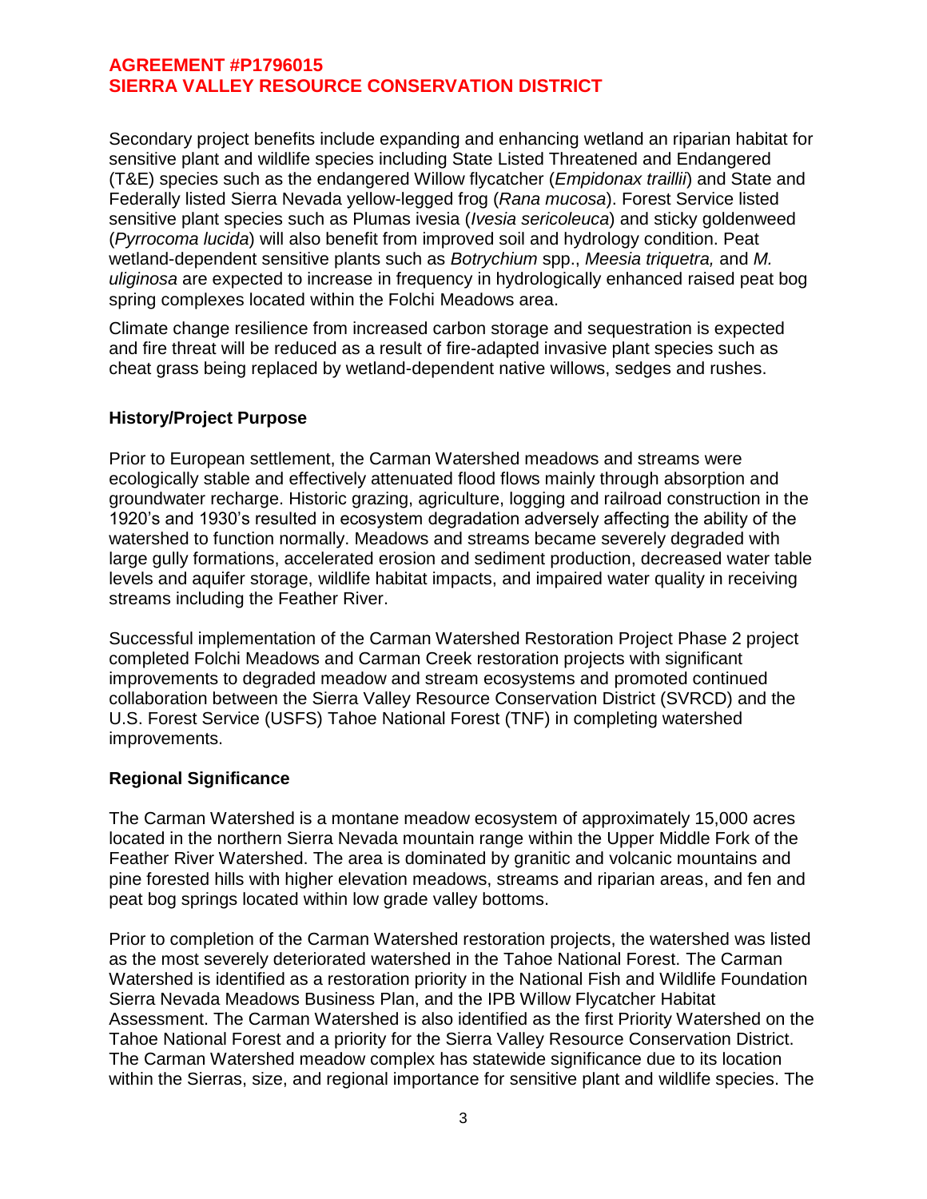Secondary project benefits include expanding and enhancing wetland an riparian habitat for sensitive plant and wildlife species including State Listed Threatened and Endangered (T&E) species such as the endangered Willow flycatcher (*Empidonax traillii*) and State and Federally listed Sierra Nevada yellow-legged frog (*Rana mucosa*). Forest Service listed sensitive plant species such as Plumas ivesia (*Ivesia sericoleuca*) and sticky goldenweed (*Pyrrocoma lucida*) will also benefit from improved soil and hydrology condition. Peat wetland-dependent sensitive plants such as *Botrychium* spp., *Meesia triquetra,* and *M. uliginosa* are expected to increase in frequency in hydrologically enhanced raised peat bog spring complexes located within the Folchi Meadows area.

Climate change resilience from increased carbon storage and sequestration is expected and fire threat will be reduced as a result of fire-adapted invasive plant species such as cheat grass being replaced by wetland-dependent native willows, sedges and rushes.

**History/Project Purpose**

Prior to European settlement, the Carman Watershed meadows and streams were ecologically stable and effectively attenuated flood flows mainly through absorption and groundwater recharge. Historic grazing, agriculture, logging and railroad construction in the 1920's and 1930's resulted in ecosystem degradation adversely affecting the ability of the watershed to function normally. Meadows and streams became severely degraded with large gully formations, accelerated erosion and sediment production, decreased water table levels and aquifer storage, wildlife habitat impacts, and impaired water quality in receiving streams including the Feather River.

Successful implementation of the Carman Watershed Restoration Project Phase 2 project completed Folchi Meadows and Carman Creek restoration projects with significant improvements to degraded meadow and stream ecosystems and promoted continued collaboration between the Sierra Valley Resource Conservation District (SVRCD) and the U.S. Forest Service (USFS) Tahoe National Forest (TNF) in completing watershed improvements.

**Regional Significance**

The Carman Watershed is a montane meadow ecosystem of approximately 15,000 acres located in the northern Sierra Nevada mountain range within the Upper Middle Fork of the Feather River Watershed. The area is dominated by granitic and volcanic mountains and pine forested hills with higher elevation meadows, streams and riparian areas, and fen and peat bog springs located within low grade valley bottoms.

Prior to completion of the Carman Watershed restoration projects, the watershed was listed as the most severely deteriorated watershed in the Tahoe National Forest. The Carman Watershed is identified as a restoration priority in the National Fish and Wildlife Foundation Sierra Nevada Meadows Business Plan, and the IPB Willow Flycatcher Habitat Assessment. The Carman Watershed is also identified as the first Priority Watershed on the Tahoe National Forest and a priority for the Sierra Valley Resource Conservation District. The Carman Watershed meadow complex has statewide significance due to its location within the Sierras, size, and regional importance for sensitive plant and wildlife species. The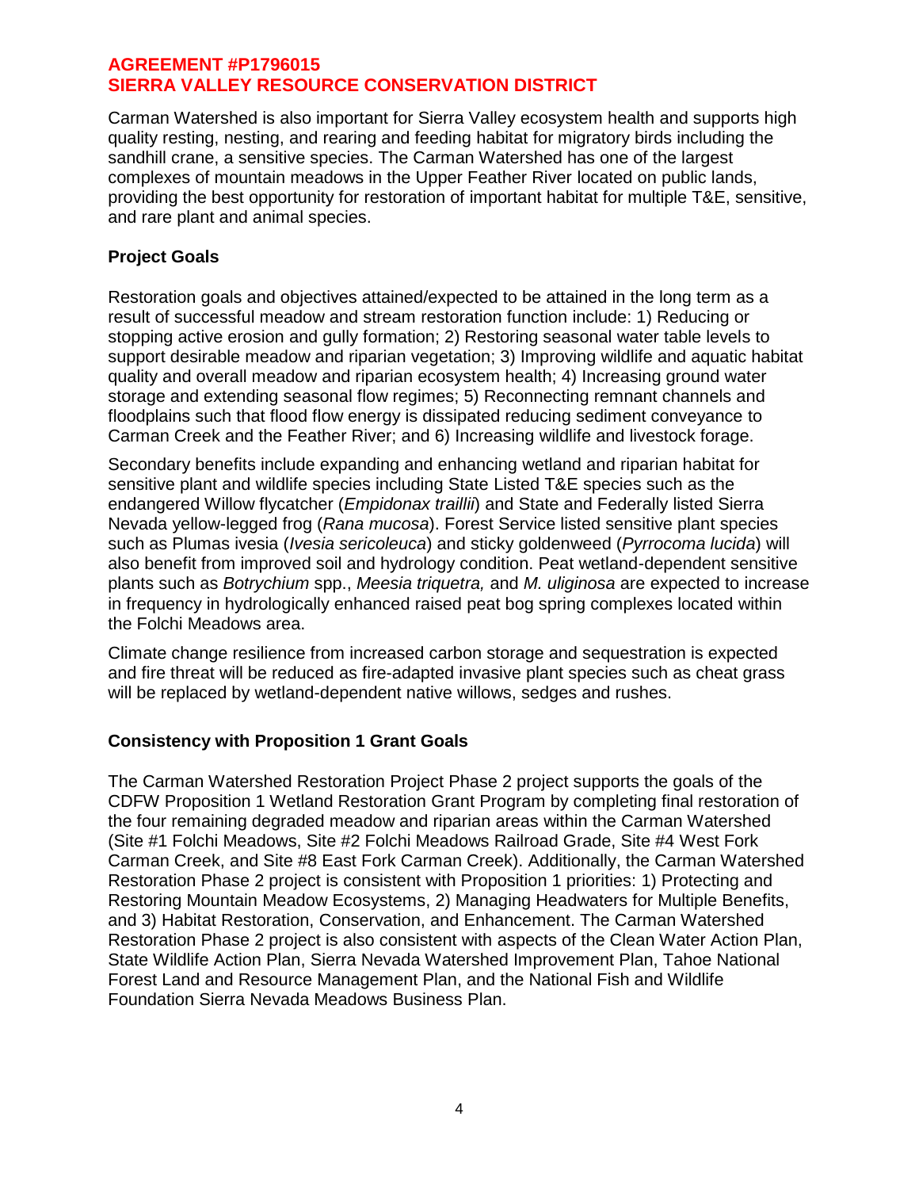Carman Watershed is also important for Sierra Valley ecosystem health and supports high quality resting, nesting, and rearing and feeding habitat for migratory birds including the sandhill crane, a sensitive species. The Carman Watershed has one of the largest complexes of mountain meadows in the Upper Feather River located on public lands, providing the best opportunity for restoration of important habitat for multiple T&E, sensitive, and rare plant and animal species.

### Project Goals

Restoration goals and objectives attained/expected to be attained in the long term as a result of successful meadow and stream restoration function include: 1) Reducing or stopping active erosion and gully formation; 2) Restoring seasonal water table levels to support desirable meadow and riparian vegetation; 3) Improving wildlife and aquatic habitat quality and overall meadow and riparian ecosystem health; 4) Increasing ground water storage and extending seasonal flow regimes; 5) Reconnecting remnant channels and floodplains such that flood flow energy is dissipated reducing sediment conveyance to Carman Creek and the Feather River; and 6) Increasing wildlife and livestock forage.

Secondary benefits include expanding and enhancing wetland and riparian habitat for sensitive plant and wildlife species including State Listed T&E species such as the endangered Willow flycatcher (*Empidonax traillii*) and State and Federally listed Sierra Nevada yellow-legged frog (*Rana mucosa*). Forest Service listed sensitive plant species such as Plumas ivesia (*Ivesia sericoleuca*) and sticky goldenweed (*Pyrrocoma lucida*) will also benefit from improved soil and hydrology condition. Peat wetland-dependent sensitive plants such as *Botrychium* spp., *Meesia triquetra,* and *M. uliginosa* are expected to increase in frequency in hydrologically enhanced raised peat bog spring complexes located within the Folchi Meadows area.

Climate change resilience from increased carbon storage and sequestration is expected and fire threat will be reduced as fire-adapted invasive plant species such as cheat grass will be replaced by wetland-dependent native willows, sedges and rushes.

### Consistency with Proposition 1 Grant Goals

The Carman Watershed Restoration Project Phase 2 project supports the goals of the CDFW Proposition 1 Wetland Restoration Grant Program by completing final restoration of the four remaining degraded meadow and riparian areas within the Carman Watershed (Site #1 Folchi Meadows, Site #2 Folchi Meadows Railroad Grade, Site #4 West Fork Carman Creek, and Site #8 East Fork Carman Creek). Additionally, the Carman Watershed Restoration Phase 2 project is consistent with Proposition 1 priorities: 1) Protecting and Restoring Mountain Meadow Ecosystems, 2) Managing Headwaters for Multiple Benefits, and 3) Habitat Restoration, Conservation, and Enhancement. The Carman Watershed Restoration Phase 2 project is also consistent with aspects of the Clean Water Action Plan, State Wildlife Action Plan, Sierra Nevada Watershed Improvement Plan, Tahoe National Forest Land and Resource Management Plan, and the National Fish and Wildlife Foundation Sierra Nevada Meadows Business Plan.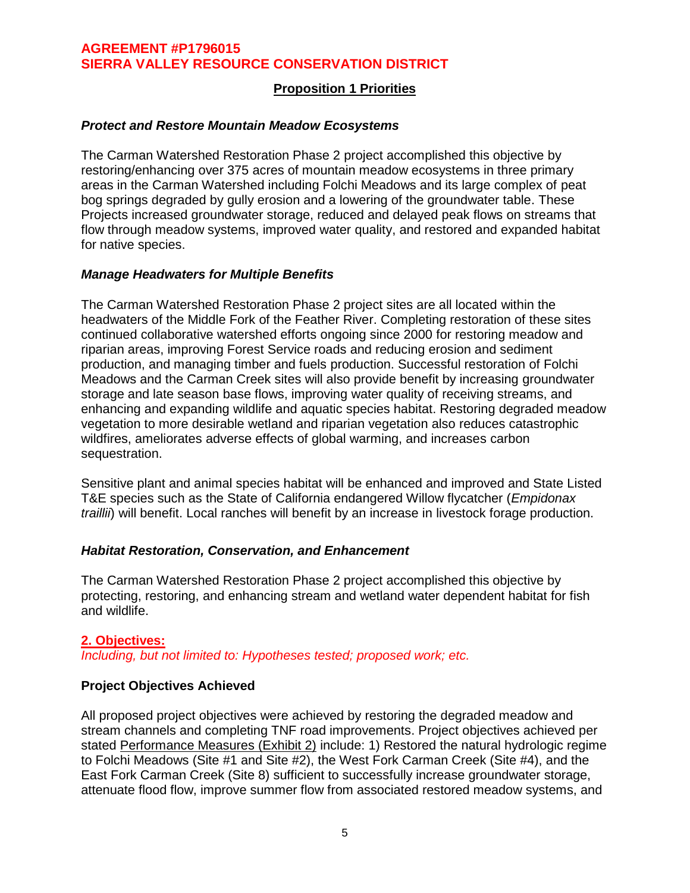## Proposition 1 Priorities

### *Protect and Restore Mountain Meadow Ecosystems*

The Carman Watershed Restoration Phase 2 project accomplished this objective by restoring/enhancing over 375 acres of mountain meadow ecosystems in three primary areas in the Carman Watershed including Folchi Meadows and its large complex of peat bog springs degraded by gully erosion and a lowering of the groundwater table. These Projects increased groundwater storage, reduced and delayed peak flows on streams that flow through meadow systems, improved water quality, and restored and expanded habitat for native species.

### *Manage Headwaters for Multiple Benefits*

The Carman Watershed Restoration Phase 2 project sites are all located within the headwaters of the Middle Fork of the Feather River. Completing restoration of these sites continued collaborative watershed efforts ongoing since 2000 for restoring meadow and riparian areas, improving Forest Service roads and reducing erosion and sediment production, and managing timber and fuels production. Successful restoration of Folchi Meadows and the Carman Creek sites will also provide benefit by increasing groundwater storage and late season base flows, improving water quality of receiving streams, and enhancing and expanding wildlife and aquatic species habitat. Restoring degraded meadow vegetation to more desirable wetland and riparian vegetation also reduces catastrophic wildfires, ameliorates adverse effects of global warming, and increases carbon sequestration.

Sensitive plant and animal species habitat will be enhanced and improved and State Listed T&E species such as the State of California endangered Willow flycatcher (*Empidonax traillii*) will benefit. Local ranches will benefit by an increase in livestock forage production.

### *Habitat Restoration, Conservation, and Enhancement*

The Carman Watershed Restoration Phase 2 project accomplished this objective by protecting, restoring, and enhancing stream and wetland water dependent habitat for fish and wildlife.

## 2. Objectives:

*Including, but not limited to: Hypotheses tested; proposed work; etc.*

### Project Objectives Achieved

All proposed project objectives were achieved by restoring the degraded meadow and stream channels and completing TNF road improvements. Project objectives achieved per stated Performance Measures (Exhibit 2) include: 1) Restored the natural hydrologic regime to Folchi Meadows (Site #1 and Site #2), the West Fork Carman Creek (Site #4), and the East Fork Carman Creek (Site 8) sufficient to successfully increase groundwater storage, attenuate flood flow, improve summer flow from associated restored meadow systems, and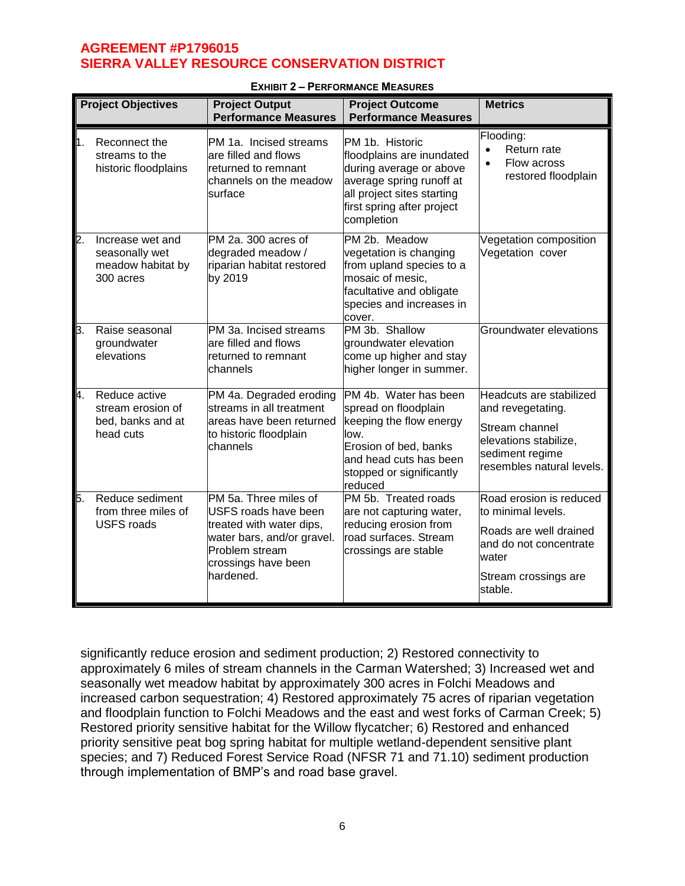**AGREEMENT #P1796015**
**SIERRA VALLEY RESOURCE CONSERVATION DISTRICT**

**EXHIBIT 2 – PERFORMANCE MEASURES**

| Project Objectives | Project Output Performance Measures | Project Outcome Performance Measures | Metrics |
|---|---|---|---|
| 1. Reconnect the streams to the historic floodplains | PM 1a. Incised streams are filled and flows returned to remnant channels on the meadow surface | PM 1b. Historic floodplains are inundated during average or above average spring runoff at all project sites starting first spring after project completion | Flooding:<br>• Return rate<br>• Flow across restored floodplain |
| 2. Increase wet and seasonally wet meadow habitat by 300 acres | PM 2a. 300 acres of degraded meadow / riparian habitat restored by 2019 | PM 2b. Meadow vegetation is changing from upland species to a mosaic of mesic, facultative and obligate species and increases in cover. | Vegetation composition<br>Vegetation cover |
| 3. Raise seasonal groundwater elevations | PM 3a. Incised streams are filled and flows returned to remnant channels | PM 3b. Shallow groundwater elevation come up higher and stay higher longer in summer. | Groundwater elevations |
| 4. Reduce active stream erosion of bed, banks and at head cuts | PM 4a. Degraded eroding streams in all treatment areas have been returned to historic floodplain channels | PM 4b. Water has been spread on floodplain keeping the flow energy low.<br>Erosion of bed, banks and head cuts has been stopped or significantly reduced | Headcuts are stabilized and revegetating.<br>Stream channel elevations stabilize, sediment regime resembles natural levels. |
| 5. Reduce sediment from three miles of USFS roads | PM 5a. Three miles of USFS roads have been treated with water dips, water bars, and/or gravel. Problem stream crossings have been hardened. | PM 5b. Treated roads are not capturing water, reducing erosion from road surfaces. Stream crossings are stable | Road erosion is reduced to minimal levels.<br>Roads are well drained and do not concentrate water<br>Stream crossings are stable. |

significantly reduce erosion and sediment production; 2) Restored connectivity to approximately 6 miles of stream channels in the Carman Watershed; 3) Increased wet and seasonally wet meadow habitat by approximately 300 acres in Folchi Meadows and increased carbon sequestration; 4) Restored approximately 75 acres of riparian vegetation and floodplain function to Folchi Meadows and the east and west forks of Carman Creek; 5) Restored priority sensitive habitat for the Willow flycatcher; 6) Restored and enhanced priority sensitive peat bog spring habitat for multiple wetland-dependent sensitive plant species; and 7) Reduced Forest Service Road (NFSR 71 and 71.10) sediment production through implementation of BMP's and road base gravel.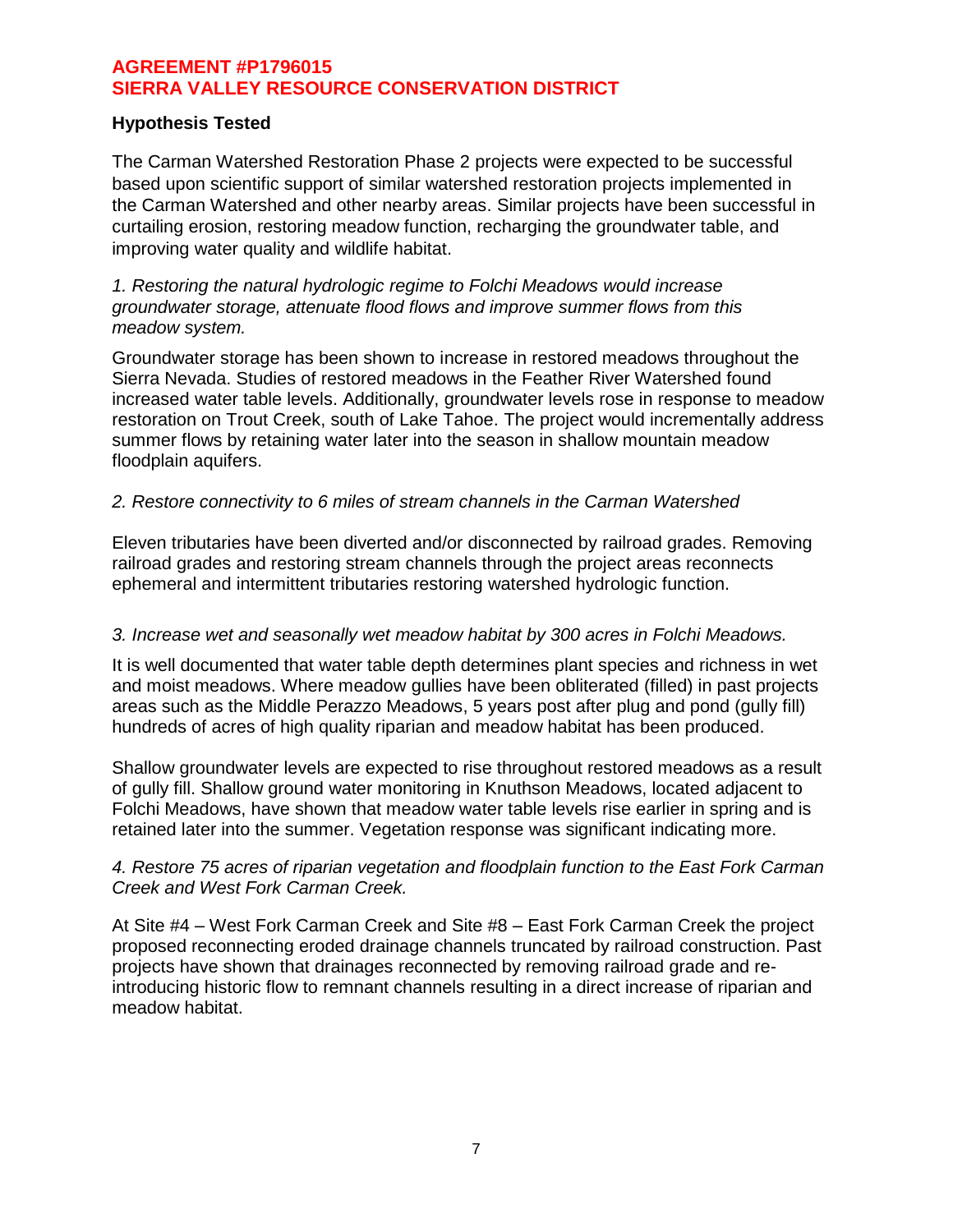**Hypothesis Tested**

The Carman Watershed Restoration Phase 2 projects were expected to be successful based upon scientific support of similar watershed restoration projects implemented in the Carman Watershed and other nearby areas. Similar projects have been successful in curtailing erosion, restoring meadow function, recharging the groundwater table, and improving water quality and wildlife habitat.

*1. Restoring the natural hydrologic regime to Folchi Meadows would increase groundwater storage, attenuate flood flows and improve summer flows from this meadow system.*

Groundwater storage has been shown to increase in restored meadows throughout the Sierra Nevada. Studies of restored meadows in the Feather River Watershed found increased water table levels. Additionally, groundwater levels rose in response to meadow restoration on Trout Creek, south of Lake Tahoe. The project would incrementally address summer flows by retaining water later into the season in shallow mountain meadow floodplain aquifers.

*2. Restore connectivity to 6 miles of stream channels in the Carman Watershed*

Eleven tributaries have been diverted and/or disconnected by railroad grades. Removing railroad grades and restoring stream channels through the project areas reconnects ephemeral and intermittent tributaries restoring watershed hydrologic function.

*3. Increase wet and seasonally wet meadow habitat by 300 acres in Folchi Meadows.*

It is well documented that water table depth determines plant species and richness in wet and moist meadows. Where meadow gullies have been obliterated (filled) in past projects areas such as the Middle Perazzo Meadows, 5 years post after plug and pond (gully fill) hundreds of acres of high quality riparian and meadow habitat has been produced.

Shallow groundwater levels are expected to rise throughout restored meadows as a result of gully fill. Shallow ground water monitoring in Knuthson Meadows, located adjacent to Folchi Meadows, have shown that meadow water table levels rise earlier in spring and is retained later into the summer. Vegetation response was significant indicating more.

*4. Restore 75 acres of riparian vegetation and floodplain function to the East Fork Carman Creek and West Fork Carman Creek.*

At Site #4 – West Fork Carman Creek and Site #8 – East Fork Carman Creek the project proposed reconnecting eroded drainage channels truncated by railroad construction. Past projects have shown that drainages reconnected by removing railroad grade and re-introducing historic flow to remnant channels resulting in a direct increase of riparian and meadow habitat.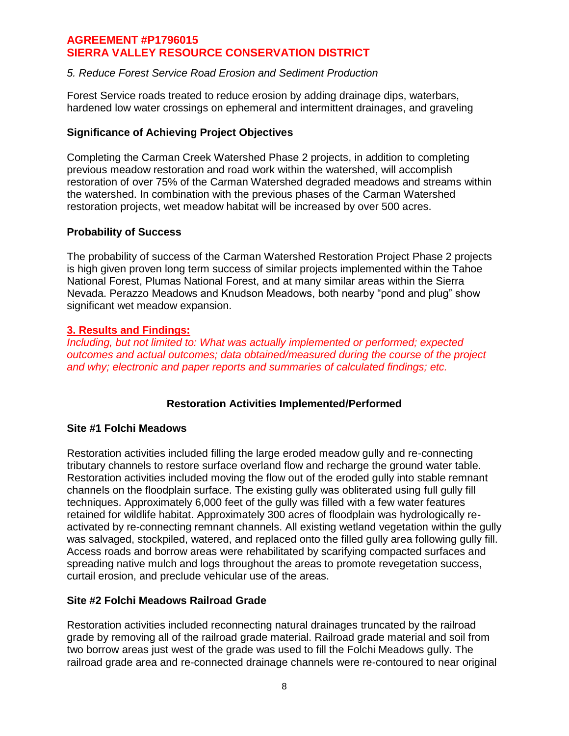*5. Reduce Forest Service Road Erosion and Sediment Production*

Forest Service roads treated to reduce erosion by adding drainage dips, waterbars, hardened low water crossings on ephemeral and intermittent drainages, and graveling

**Significance of Achieving Project Objectives**

Completing the Carman Creek Watershed Phase 2 projects, in addition to completing previous meadow restoration and road work within the watershed, will accomplish restoration of over 75% of the Carman Watershed degraded meadows and streams within the watershed. In combination with the previous phases of the Carman Watershed restoration projects, wet meadow habitat will be increased by over 500 acres.

**Probability of Success**

The probability of success of the Carman Watershed Restoration Project Phase 2 projects is high given proven long term success of similar projects implemented within the Tahoe National Forest, Plumas National Forest, and at many similar areas within the Sierra Nevada. Perazzo Meadows and Knudson Meadows, both nearby "pond and plug" show significant wet meadow expansion.

## 3. Results and Findings:

*Including, but not limited to: What was actually implemented or performed; expected outcomes and actual outcomes; data obtained/measured during the course of the project and why; electronic and paper reports and summaries of calculated findings; etc.*

**Restoration Activities Implemented/Performed**

**Site #1 Folchi Meadows**

Restoration activities included filling the large eroded meadow gully and re-connecting tributary channels to restore surface overland flow and recharge the ground water table. Restoration activities included moving the flow out of the eroded gully into stable remnant channels on the floodplain surface. The existing gully was obliterated using full gully fill techniques. Approximately 6,000 feet of the gully was filled with a few water features retained for wildlife habitat. Approximately 300 acres of floodplain was hydrologically re-activated by re-connecting remnant channels. All existing wetland vegetation within the gully was salvaged, stockpiled, watered, and replaced onto the filled gully area following gully fill. Access roads and borrow areas were rehabilitated by scarifying compacted surfaces and spreading native mulch and logs throughout the areas to promote revegetation success, curtail erosion, and preclude vehicular use of the areas.

**Site #2 Folchi Meadows Railroad Grade**

Restoration activities included reconnecting natural drainages truncated by the railroad grade by removing all of the railroad grade material. Railroad grade material and soil from two borrow areas just west of the grade was used to fill the Folchi Meadows gully. The railroad grade area and re-connected drainage channels were re-contoured to near original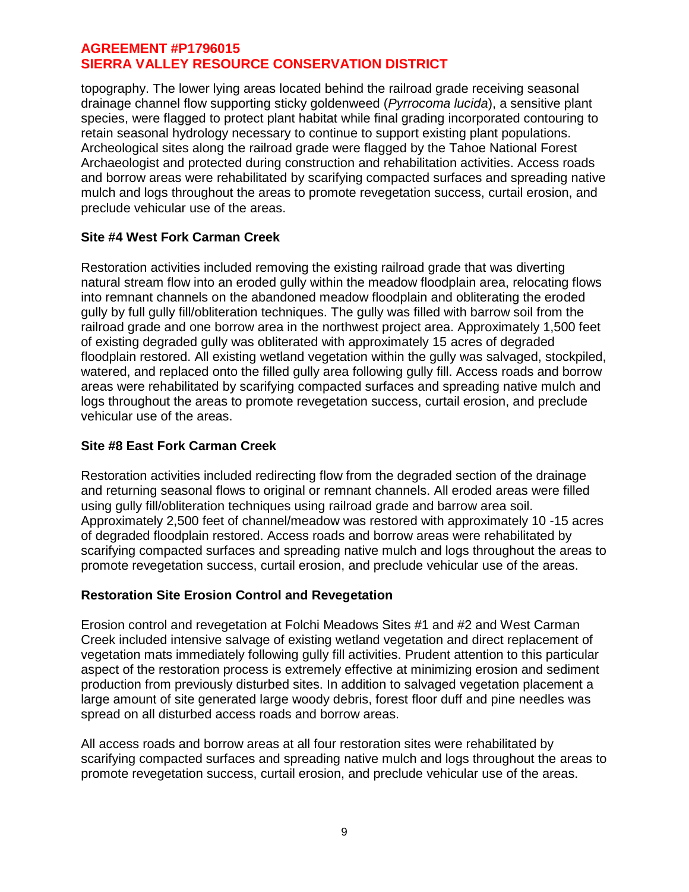topography. The lower lying areas located behind the railroad grade receiving seasonal drainage channel flow supporting sticky goldenweed (*Pyrrocoma lucida*), a sensitive plant species, were flagged to protect plant habitat while final grading incorporated contouring to retain seasonal hydrology necessary to continue to support existing plant populations. Archeological sites along the railroad grade were flagged by the Tahoe National Forest Archaeologist and protected during construction and rehabilitation activities. Access roads and borrow areas were rehabilitated by scarifying compacted surfaces and spreading native mulch and logs throughout the areas to promote revegetation success, curtail erosion, and preclude vehicular use of the areas.

**Site #4 West Fork Carman Creek**

Restoration activities included removing the existing railroad grade that was diverting natural stream flow into an eroded gully within the meadow floodplain area, relocating flows into remnant channels on the abandoned meadow floodplain and obliterating the eroded gully by full gully fill/obliteration techniques. The gully was filled with barrow soil from the railroad grade and one borrow area in the northwest project area. Approximately 1,500 feet of existing degraded gully was obliterated with approximately 15 acres of degraded floodplain restored. All existing wetland vegetation within the gully was salvaged, stockpiled, watered, and replaced onto the filled gully area following gully fill. Access roads and borrow areas were rehabilitated by scarifying compacted surfaces and spreading native mulch and logs throughout the areas to promote revegetation success, curtail erosion, and preclude vehicular use of the areas.

**Site #8 East Fork Carman Creek**

Restoration activities included redirecting flow from the degraded section of the drainage and returning seasonal flows to original or remnant channels. All eroded areas were filled using gully fill/obliteration techniques using railroad grade and barrow area soil. Approximately 2,500 feet of channel/meadow was restored with approximately 10 -15 acres of degraded floodplain restored. Access roads and borrow areas were rehabilitated by scarifying compacted surfaces and spreading native mulch and logs throughout the areas to promote revegetation success, curtail erosion, and preclude vehicular use of the areas.

**Restoration Site Erosion Control and Revegetation**

Erosion control and revegetation at Folchi Meadows Sites #1 and #2 and West Carman Creek included intensive salvage of existing wetland vegetation and direct replacement of vegetation mats immediately following gully fill activities. Prudent attention to this particular aspect of the restoration process is extremely effective at minimizing erosion and sediment production from previously disturbed sites. In addition to salvaged vegetation placement a large amount of site generated large woody debris, forest floor duff and pine needles was spread on all disturbed access roads and borrow areas.

All access roads and borrow areas at all four restoration sites were rehabilitated by scarifying compacted surfaces and spreading native mulch and logs throughout the areas to promote revegetation success, curtail erosion, and preclude vehicular use of the areas.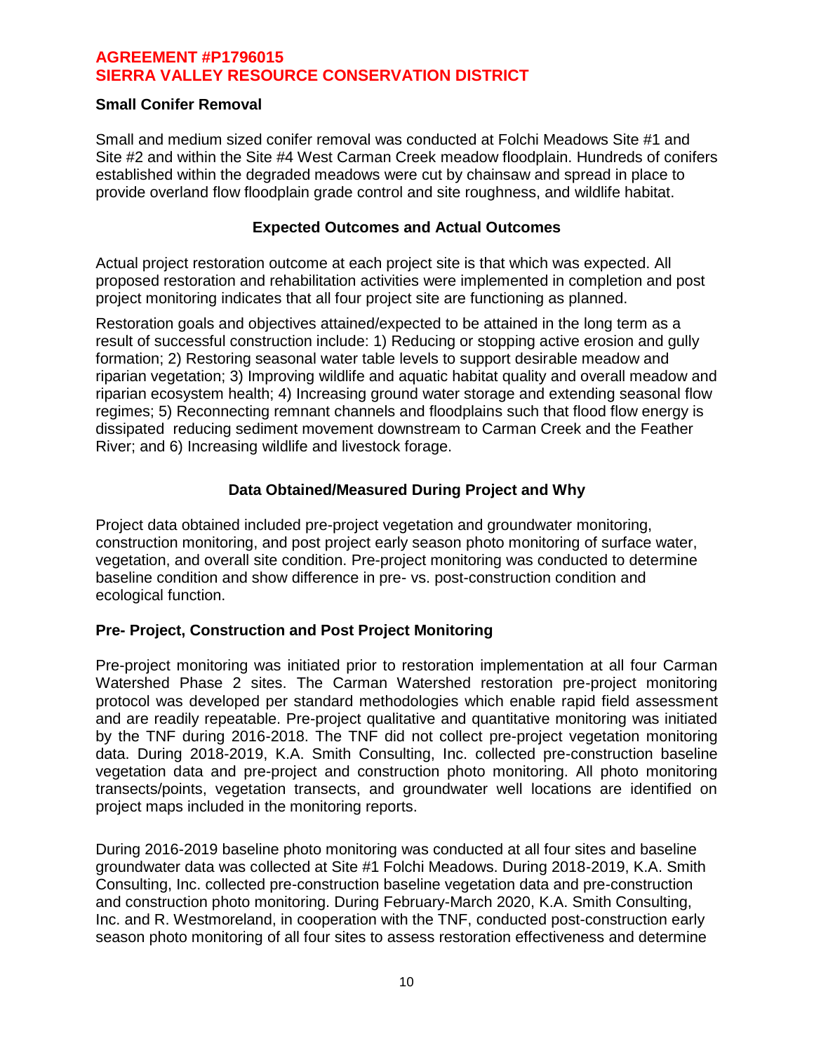### Small Conifer Removal

Small and medium sized conifer removal was conducted at Folchi Meadows Site #1 and Site #2 and within the Site #4 West Carman Creek meadow floodplain. Hundreds of conifers established within the degraded meadows were cut by chainsaw and spread in place to provide overland flow floodplain grade control and site roughness, and wildlife habitat.

## Expected Outcomes and Actual Outcomes

Actual project restoration outcome at each project site is that which was expected. All proposed restoration and rehabilitation activities were implemented in completion and post project monitoring indicates that all four project site are functioning as planned.

Restoration goals and objectives attained/expected to be attained in the long term as a result of successful construction include: 1) Reducing or stopping active erosion and gully formation; 2) Restoring seasonal water table levels to support desirable meadow and riparian vegetation; 3) Improving wildlife and aquatic habitat quality and overall meadow and riparian ecosystem health; 4) Increasing ground water storage and extending seasonal flow regimes; 5) Reconnecting remnant channels and floodplains such that flood flow energy is dissipated reducing sediment movement downstream to Carman Creek and the Feather River; and 6) Increasing wildlife and livestock forage.

## Data Obtained/Measured During Project and Why

Project data obtained included pre-project vegetation and groundwater monitoring, construction monitoring, and post project early season photo monitoring of surface water, vegetation, and overall site condition. Pre-project monitoring was conducted to determine baseline condition and show difference in pre- vs. post-construction condition and ecological function.

### Pre- Project, Construction and Post Project Monitoring

Pre-project monitoring was initiated prior to restoration implementation at all four Carman Watershed Phase 2 sites. The Carman Watershed restoration pre-project monitoring protocol was developed per standard methodologies which enable rapid field assessment and are readily repeatable. Pre-project qualitative and quantitative monitoring was initiated by the TNF during 2016-2018. The TNF did not collect pre-project vegetation monitoring data. During 2018-2019, K.A. Smith Consulting, Inc. collected pre-construction baseline vegetation data and pre-project and construction photo monitoring. All photo monitoring transects/points, vegetation transects, and groundwater well locations are identified on project maps included in the monitoring reports.

During 2016-2019 baseline photo monitoring was conducted at all four sites and baseline groundwater data was collected at Site #1 Folchi Meadows. During 2018-2019, K.A. Smith Consulting, Inc. collected pre-construction baseline vegetation data and pre-construction and construction photo monitoring. During February-March 2020, K.A. Smith Consulting, Inc. and R. Westmoreland, in cooperation with the TNF, conducted post-construction early season photo monitoring of all four sites to assess restoration effectiveness and determine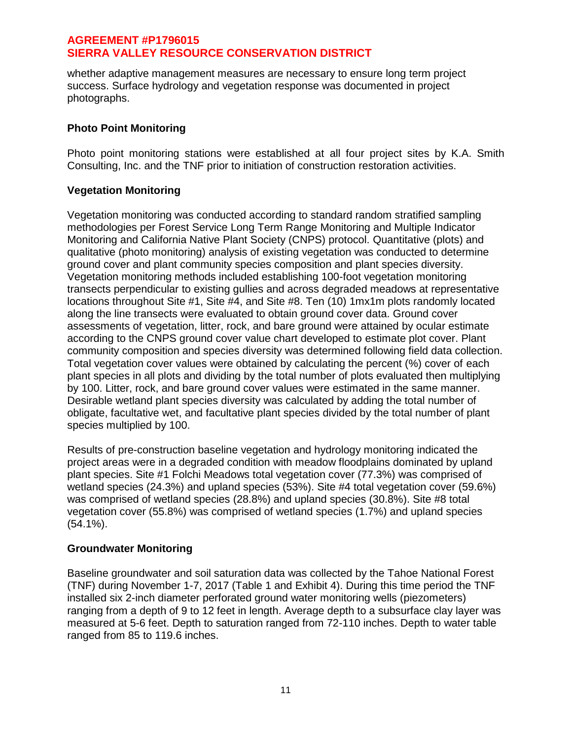whether adaptive management measures are necessary to ensure long term project success. Surface hydrology and vegetation response was documented in project photographs.

**Photo Point Monitoring**

Photo point monitoring stations were established at all four project sites by K.A. Smith Consulting, Inc. and the TNF prior to initiation of construction restoration activities.

**Vegetation Monitoring**

Vegetation monitoring was conducted according to standard random stratified sampling methodologies per Forest Service Long Term Range Monitoring and Multiple Indicator Monitoring and California Native Plant Society (CNPS) protocol. Quantitative (plots) and qualitative (photo monitoring) analysis of existing vegetation was conducted to determine ground cover and plant community species composition and plant species diversity. Vegetation monitoring methods included establishing 100-foot vegetation monitoring transects perpendicular to existing gullies and across degraded meadows at representative locations throughout Site #1, Site #4, and Site #8. Ten (10) 1mx1m plots randomly located along the line transects were evaluated to obtain ground cover data. Ground cover assessments of vegetation, litter, rock, and bare ground were attained by ocular estimate according to the CNPS ground cover value chart developed to estimate plot cover. Plant community composition and species diversity was determined following field data collection. Total vegetation cover values were obtained by calculating the percent (%) cover of each plant species in all plots and dividing by the total number of plots evaluated then multiplying by 100. Litter, rock, and bare ground cover values were estimated in the same manner. Desirable wetland plant species diversity was calculated by adding the total number of obligate, facultative wet, and facultative plant species divided by the total number of plant species multiplied by 100.

Results of pre-construction baseline vegetation and hydrology monitoring indicated the project areas were in a degraded condition with meadow floodplains dominated by upland plant species. Site #1 Folchi Meadows total vegetation cover (77.3%) was comprised of wetland species (24.3%) and upland species (53%). Site #4 total vegetation cover (59.6%) was comprised of wetland species (28.8%) and upland species (30.8%). Site #8 total vegetation cover (55.8%) was comprised of wetland species (1.7%) and upland species (54.1%).

**Groundwater Monitoring**

Baseline groundwater and soil saturation data was collected by the Tahoe National Forest (TNF) during November 1-7, 2017 (Table 1 and Exhibit 4). During this time period the TNF installed six 2-inch diameter perforated ground water monitoring wells (piezometers) ranging from a depth of 9 to 12 feet in length. Average depth to a subsurface clay layer was measured at 5-6 feet. Depth to saturation ranged from 72-110 inches. Depth to water table ranged from 85 to 119.6 inches.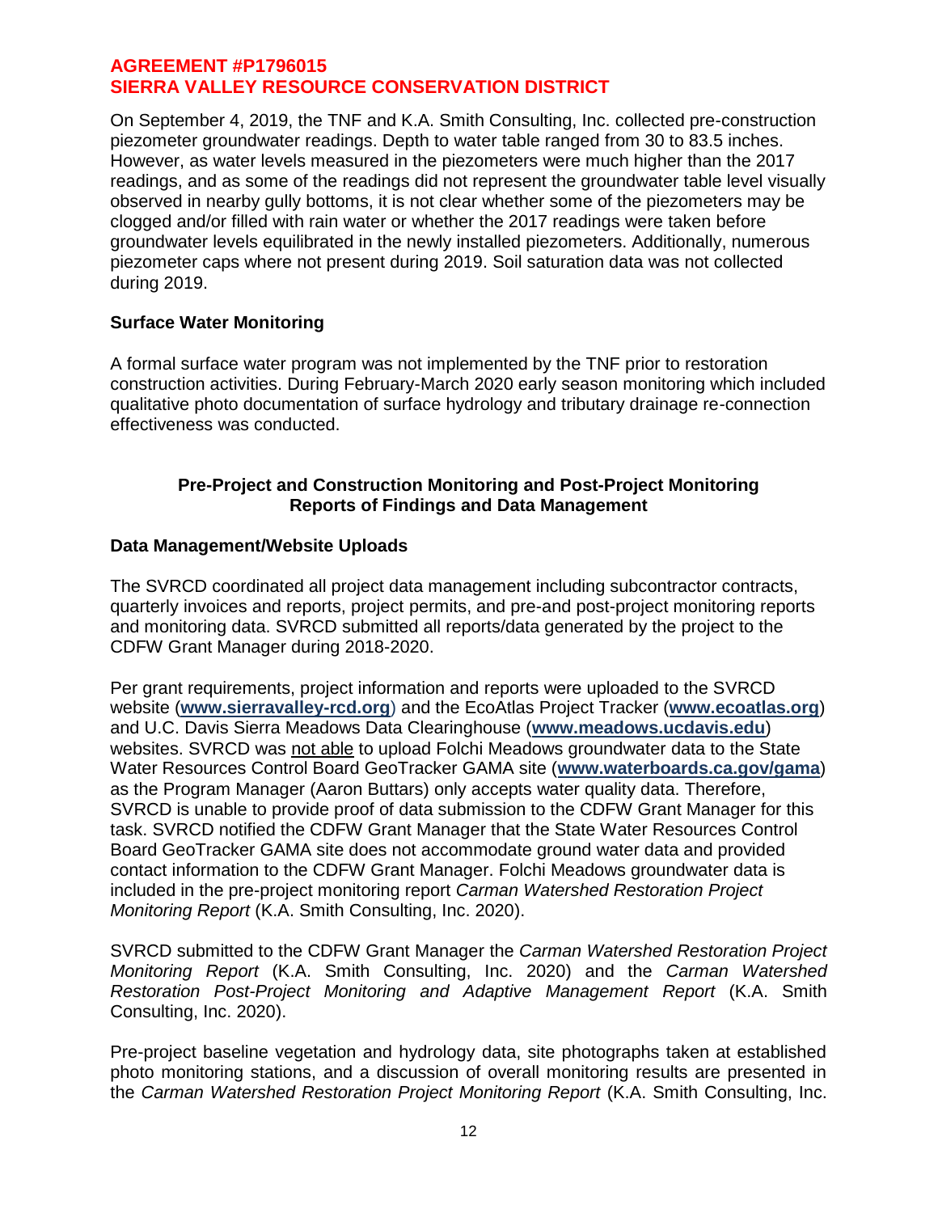On September 4, 2019, the TNF and K.A. Smith Consulting, Inc. collected pre-construction piezometer groundwater readings. Depth to water table ranged from 30 to 83.5 inches. However, as water levels measured in the piezometers were much higher than the 2017 readings, and as some of the readings did not represent the groundwater table level visually observed in nearby gully bottoms, it is not clear whether some of the piezometers may be clogged and/or filled with rain water or whether the 2017 readings were taken before groundwater levels equilibrated in the newly installed piezometers. Additionally, numerous piezometer caps where not present during 2019. Soil saturation data was not collected during 2019.

### Surface Water Monitoring

A formal surface water program was not implemented by the TNF prior to restoration construction activities. During February-March 2020 early season monitoring which included qualitative photo documentation of surface hydrology and tributary drainage re-connection effectiveness was conducted.

## Pre-Project and Construction Monitoring and Post-Project Monitoring Reports of Findings and Data Management

### Data Management/Website Uploads

The SVRCD coordinated all project data management including subcontractor contracts, quarterly invoices and reports, project permits, and pre-and post-project monitoring reports and monitoring data. SVRCD submitted all reports/data generated by the project to the CDFW Grant Manager during 2018-2020.

Per grant requirements, project information and reports were uploaded to the SVRCD website (**www.sierravalley-rcd.org**) and the EcoAtlas Project Tracker (**www.ecoatlas.org**) and U.C. Davis Sierra Meadows Data Clearinghouse (**www.meadows.ucdavis.edu**) websites. SVRCD was <u>not able</u> to upload Folchi Meadows groundwater data to the State Water Resources Control Board GeoTracker GAMA site (**www.waterboards.ca.gov/gama**) as the Program Manager (Aaron Buttars) only accepts water quality data. Therefore, SVRCD is unable to provide proof of data submission to the CDFW Grant Manager for this task. SVRCD notified the CDFW Grant Manager that the State Water Resources Control Board GeoTracker GAMA site does not accommodate ground water data and provided contact information to the CDFW Grant Manager. Folchi Meadows groundwater data is included in the pre-project monitoring report *Carman Watershed Restoration Project Monitoring Report* (K.A. Smith Consulting, Inc. 2020).

SVRCD submitted to the CDFW Grant Manager the *Carman Watershed Restoration Project Monitoring Report* (K.A. Smith Consulting, Inc. 2020) and the *Carman Watershed Restoration Post-Project Monitoring and Adaptive Management Report* (K.A. Smith Consulting, Inc. 2020).

Pre-project baseline vegetation and hydrology data, site photographs taken at established photo monitoring stations, and a discussion of overall monitoring results are presented in the *Carman Watershed Restoration Project Monitoring Report* (K.A. Smith Consulting, Inc.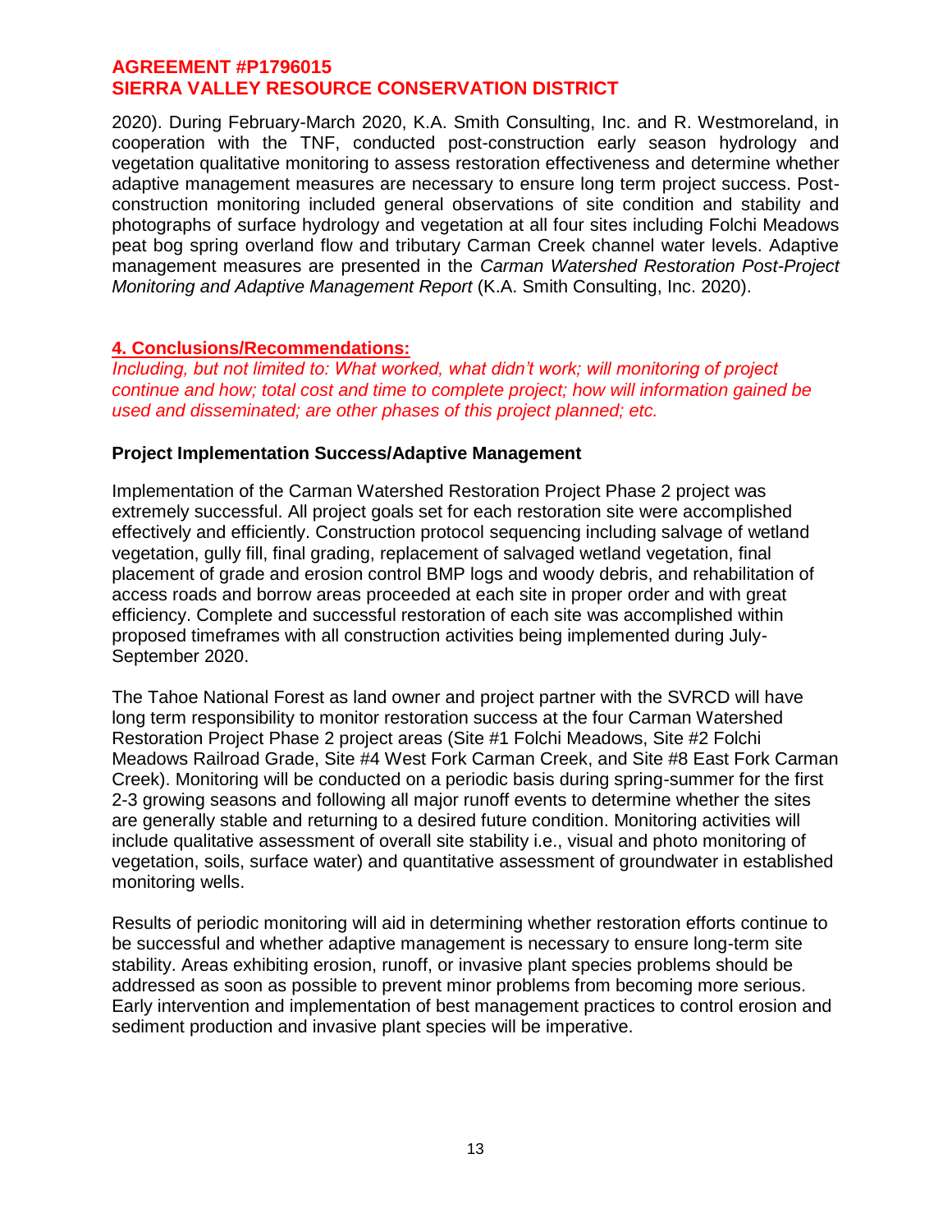2020). During February-March 2020, K.A. Smith Consulting, Inc. and R. Westmoreland, in cooperation with the TNF, conducted post-construction early season hydrology and vegetation qualitative monitoring to assess restoration effectiveness and determine whether adaptive management measures are necessary to ensure long term project success. Post-construction monitoring included general observations of site condition and stability and photographs of surface hydrology and vegetation at all four sites including Folchi Meadows peat bog spring overland flow and tributary Carman Creek channel water levels. Adaptive management measures are presented in the *Carman Watershed Restoration Post-Project Monitoring and Adaptive Management Report* (K.A. Smith Consulting, Inc. 2020).

## 4. Conclusions/Recommendations:

*Including, but not limited to: What worked, what didn't work; will monitoring of project continue and how; total cost and time to complete project; how will information gained be used and disseminated; are other phases of this project planned; etc.*

### Project Implementation Success/Adaptive Management

Implementation of the Carman Watershed Restoration Project Phase 2 project was extremely successful. All project goals set for each restoration site were accomplished effectively and efficiently. Construction protocol sequencing including salvage of wetland vegetation, gully fill, final grading, replacement of salvaged wetland vegetation, final placement of grade and erosion control BMP logs and woody debris, and rehabilitation of access roads and borrow areas proceeded at each site in proper order and with great efficiency. Complete and successful restoration of each site was accomplished within proposed timeframes with all construction activities being implemented during July-September 2020.

The Tahoe National Forest as land owner and project partner with the SVRCD will have long term responsibility to monitor restoration success at the four Carman Watershed Restoration Project Phase 2 project areas (Site #1 Folchi Meadows, Site #2 Folchi Meadows Railroad Grade, Site #4 West Fork Carman Creek, and Site #8 East Fork Carman Creek). Monitoring will be conducted on a periodic basis during spring-summer for the first 2-3 growing seasons and following all major runoff events to determine whether the sites are generally stable and returning to a desired future condition. Monitoring activities will include qualitative assessment of overall site stability i.e., visual and photo monitoring of vegetation, soils, surface water) and quantitative assessment of groundwater in established monitoring wells.

Results of periodic monitoring will aid in determining whether restoration efforts continue to be successful and whether adaptive management is necessary to ensure long-term site stability. Areas exhibiting erosion, runoff, or invasive plant species problems should be addressed as soon as possible to prevent minor problems from becoming more serious. Early intervention and implementation of best management practices to control erosion and sediment production and invasive plant species will be imperative.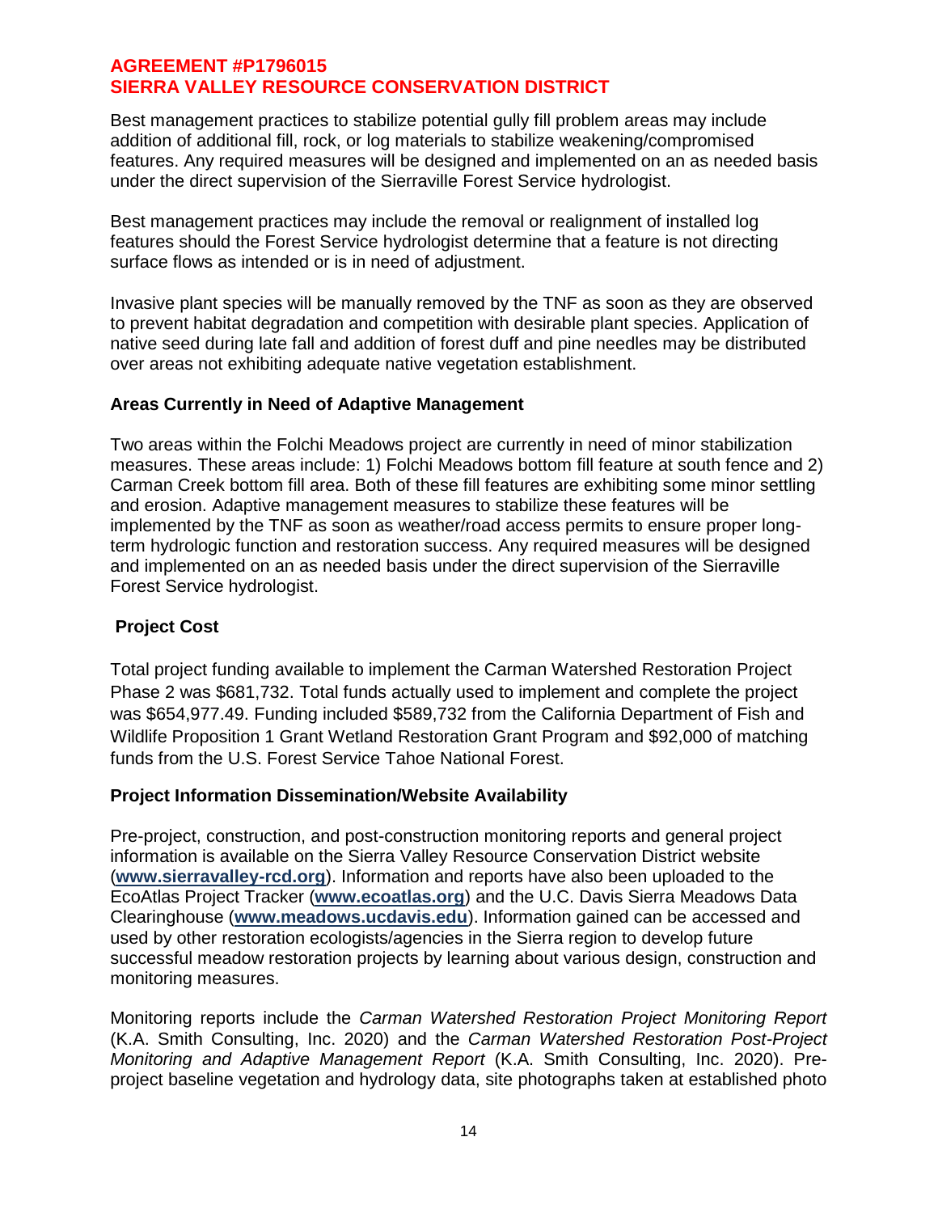Best management practices to stabilize potential gully fill problem areas may include addition of additional fill, rock, or log materials to stabilize weakening/compromised features. Any required measures will be designed and implemented on an as needed basis under the direct supervision of the Sierraville Forest Service hydrologist.

Best management practices may include the removal or realignment of installed log features should the Forest Service hydrologist determine that a feature is not directing surface flows as intended or is in need of adjustment.

Invasive plant species will be manually removed by the TNF as soon as they are observed to prevent habitat degradation and competition with desirable plant species. Application of native seed during late fall and addition of forest duff and pine needles may be distributed over areas not exhibiting adequate native vegetation establishment.

### Areas Currently in Need of Adaptive Management

Two areas within the Folchi Meadows project are currently in need of minor stabilization measures. These areas include: 1) Folchi Meadows bottom fill feature at south fence and 2) Carman Creek bottom fill area. Both of these fill features are exhibiting some minor settling and erosion. Adaptive management measures to stabilize these features will be implemented by the TNF as soon as weather/road access permits to ensure proper long-term hydrologic function and restoration success. Any required measures will be designed and implemented on an as needed basis under the direct supervision of the Sierraville Forest Service hydrologist.

### Project Cost

Total project funding available to implement the Carman Watershed Restoration Project Phase 2 was $681,732. Total funds actually used to implement and complete the project was $654,977.49. Funding included $589,732 from the California Department of Fish and Wildlife Proposition 1 Grant Wetland Restoration Grant Program and $92,000 of matching funds from the U.S. Forest Service Tahoe National Forest.

### Project Information Dissemination/Website Availability

Pre-project, construction, and post-construction monitoring reports and general project information is available on the Sierra Valley Resource Conservation District website (**www.sierravalley-rcd.org**). Information and reports have also been uploaded to the EcoAtlas Project Tracker (**www.ecoatlas.org**) and the U.C. Davis Sierra Meadows Data Clearinghouse (**www.meadows.ucdavis.edu**). Information gained can be accessed and used by other restoration ecologists/agencies in the Sierra region to develop future successful meadow restoration projects by learning about various design, construction and monitoring measures.

Monitoring reports include the *Carman Watershed Restoration Project Monitoring Report* (K.A. Smith Consulting, Inc. 2020) and the *Carman Watershed Restoration Post-Project Monitoring and Adaptive Management Report* (K.A. Smith Consulting, Inc. 2020). Pre-project baseline vegetation and hydrology data, site photographs taken at established photo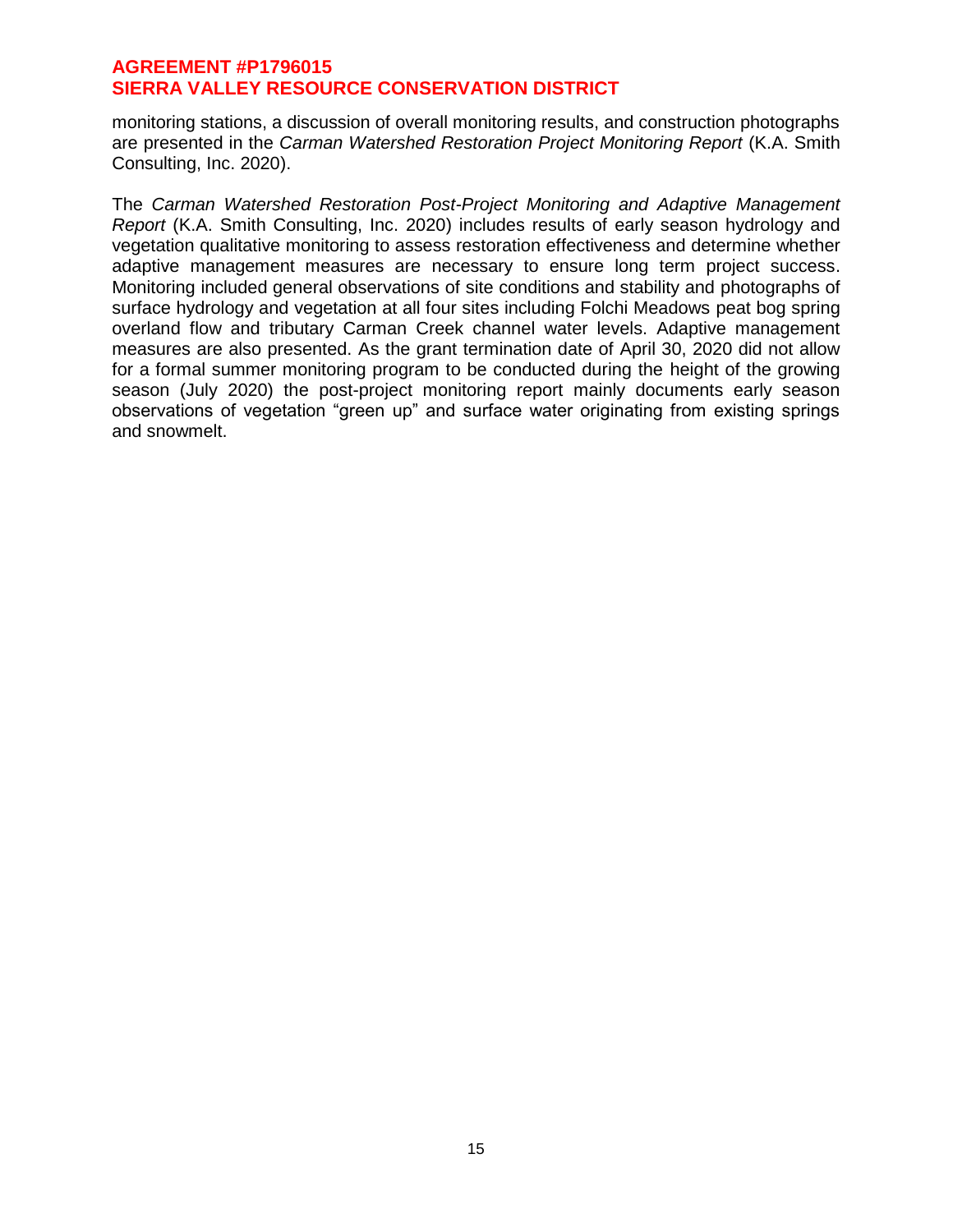monitoring stations, a discussion of overall monitoring results, and construction photographs are presented in the *Carman Watershed Restoration Project Monitoring Report* (K.A. Smith Consulting, Inc. 2020).

The *Carman Watershed Restoration Post-Project Monitoring and Adaptive Management Report* (K.A. Smith Consulting, Inc. 2020) includes results of early season hydrology and vegetation qualitative monitoring to assess restoration effectiveness and determine whether adaptive management measures are necessary to ensure long term project success. Monitoring included general observations of site conditions and stability and photographs of surface hydrology and vegetation at all four sites including Folchi Meadows peat bog spring overland flow and tributary Carman Creek channel water levels. Adaptive management measures are also presented. As the grant termination date of April 30, 2020 did not allow for a formal summer monitoring program to be conducted during the height of the growing season (July 2020) the post-project monitoring report mainly documents early season observations of vegetation "green up" and surface water originating from existing springs and snowmelt.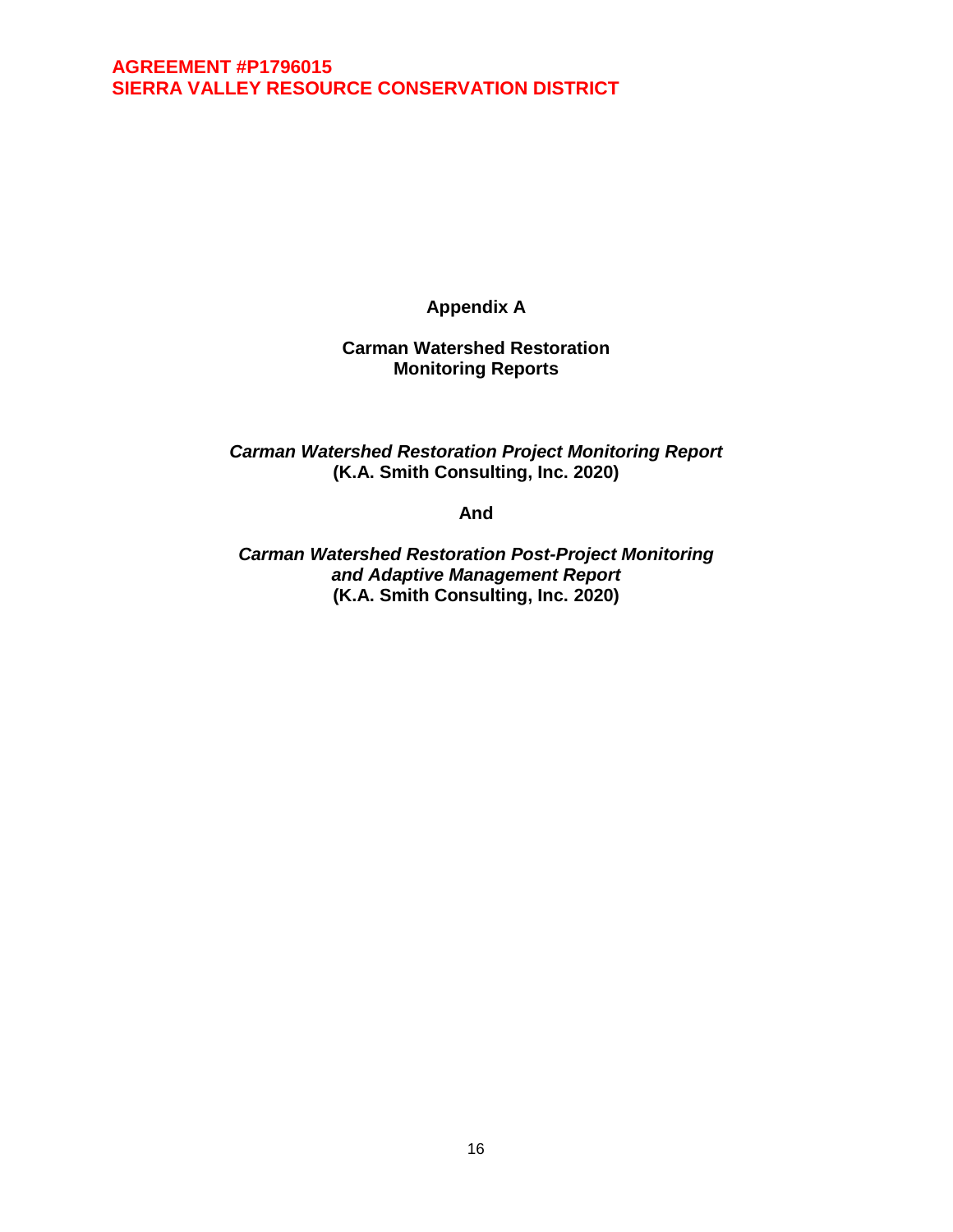**AGREEMENT #P1796015**
**SIERRA VALLEY RESOURCE CONSERVATION DISTRICT**

# Appendix A

## Carman Watershed Restoration Monitoring Reports

***Carman Watershed Restoration Project Monitoring Report***
**(K.A. Smith Consulting, Inc. 2020)**

**And**

***Carman Watershed Restoration Post-Project Monitoring and Adaptive Management Report***
**(K.A. Smith Consulting, Inc. 2020)**